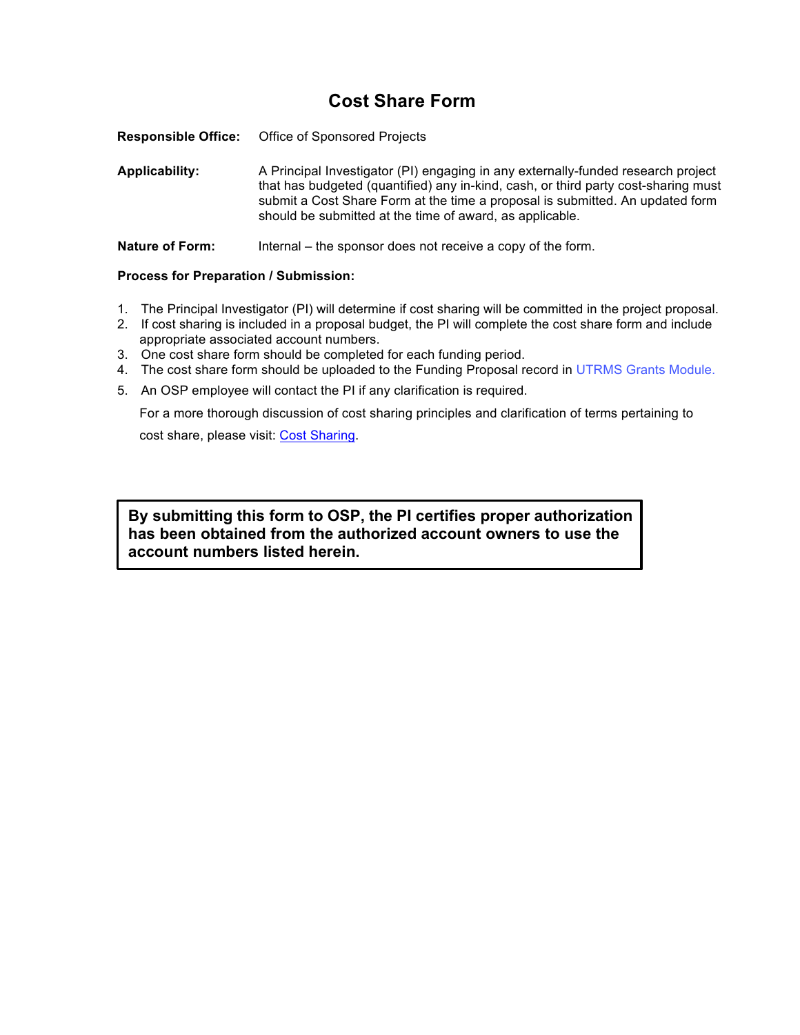# Cost Share Form

**Responsible Office:** Office of Sponsored Projects

**Applicability:** A Principal Investigator (PI) engaging in any externally-funded research project that has budgeted (quantified) any in-kind, cash, or third party cost-sharing must submit a Cost Share Form at the time a proposal is submitted. An updated form should be submitted at the time of award, as applicable.

**Nature of Form:** Internal – the sponsor does not receive a copy of the form.

**Process for Preparation / Submission:**

1. The Principal Investigator (PI) will determine if cost sharing will be committed in the project proposal.
2. If cost sharing is included in a proposal budget, the PI will complete the cost share form and include appropriate associated account numbers.
3. One cost share form should be completed for each funding period.
4. The cost share form should be uploaded to the Funding Proposal record in UTRMS Grants Module.
5. An OSP employee will contact the PI if any clarification is required.

For a more thorough discussion of cost sharing principles and clarification of terms pertaining to cost share, please visit: Cost Sharing.

**By submitting this form to OSP, the PI certifies proper authorization has been obtained from the authorized account owners to use the account numbers listed herein.**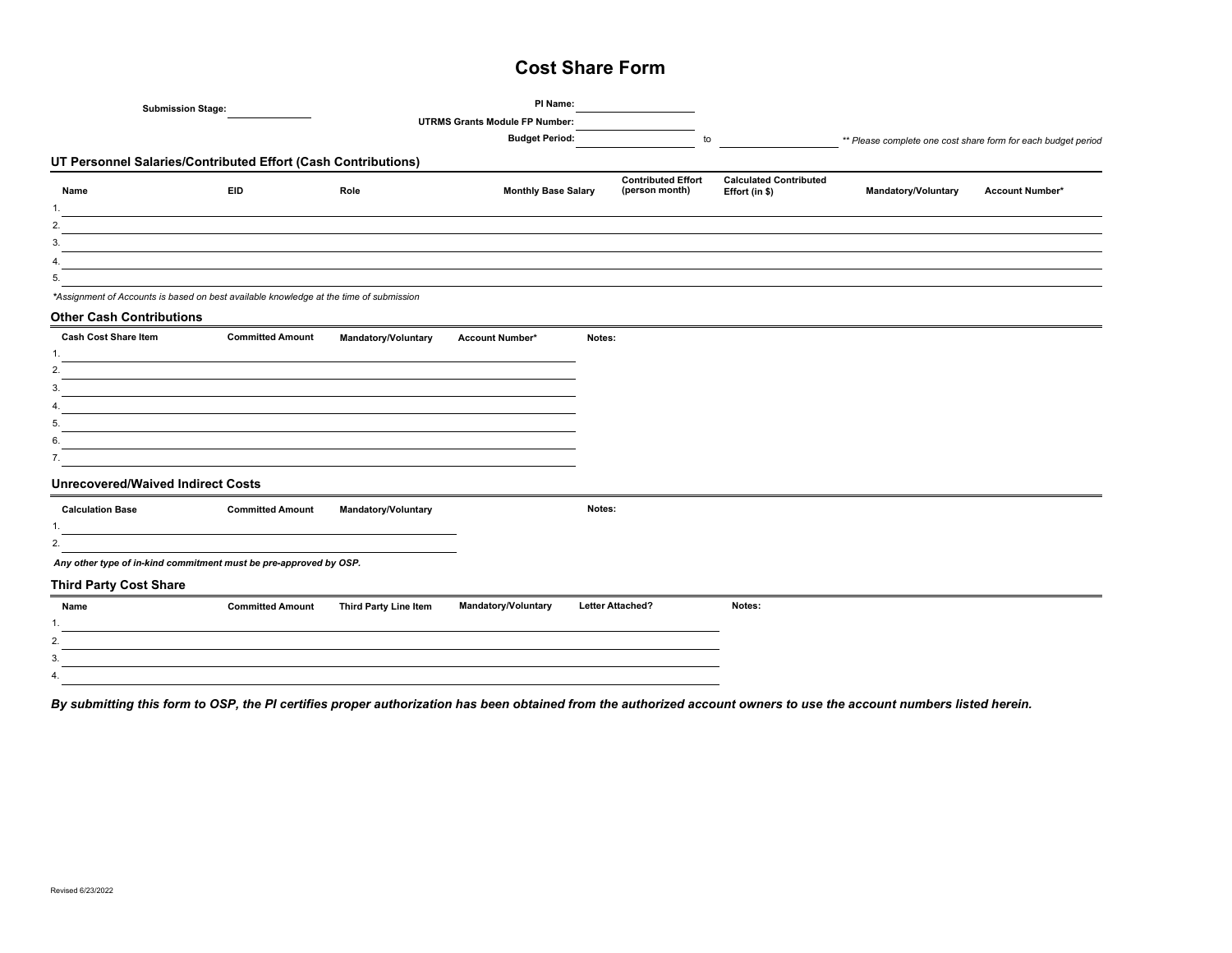# Cost Share Form

**Submission Stage:** ____________

**PI Name:** ____________

**UTRMS Grants Module FP Number:** ____________

**Budget Period:** ____________ to ____________ *** Please complete one cost share form for each budget period*

## UT Personnel Salaries/Contributed Effort (Cash Contributions)

| | Name | EID | Role | Monthly Base Salary | Contributed Effort (person month) | Calculated Contributed Effort (in $) | Mandatory/Voluntary | Account Number* |
|---|---|---|---|---|---|---|---|---|
| 1. | | | | | | | | |
| 2. | | | | | | | | |
| 3. | | | | | | | | |
| 4. | | | | | | | | |
| 5. | | | | | | | | |

*\*Assignment of Accounts is based on best available knowledge at the time of submission*

## Other Cash Contributions

| | Cash Cost Share Item | Committed Amount | Mandatory/Voluntary | Account Number* |
|---|---|---|---|---|
| 1. | | | | |
| 2. | | | | |
| 3. | | | | |
| 4. | | | | |
| 5. | | | | |
| 6. | | | | |
| 7. | | | | |

**Notes:**

## Unrecovered/Waived Indirect Costs

| | Calculation Base | Committed Amount | Mandatory/Voluntary |
|---|---|---|---|
| 1. | | | |
| 2. | | | |

**Notes:**

***Any other type of in-kind commitment must be pre-approved by OSP.***

## Third Party Cost Share

| | Name | Committed Amount | Third Party Line Item | Mandatory/Voluntary | Letter Attached? |
|---|---|---|---|---|---|
| 1. | | | | | |
| 2. | | | | | |
| 3. | | | | | |
| 4. | | | | | |

**Notes:**

***By submitting this form to OSP, the PI certifies proper authorization has been obtained from the authorized account owners to use the account numbers listed herein.***

Revised 6/23/2022